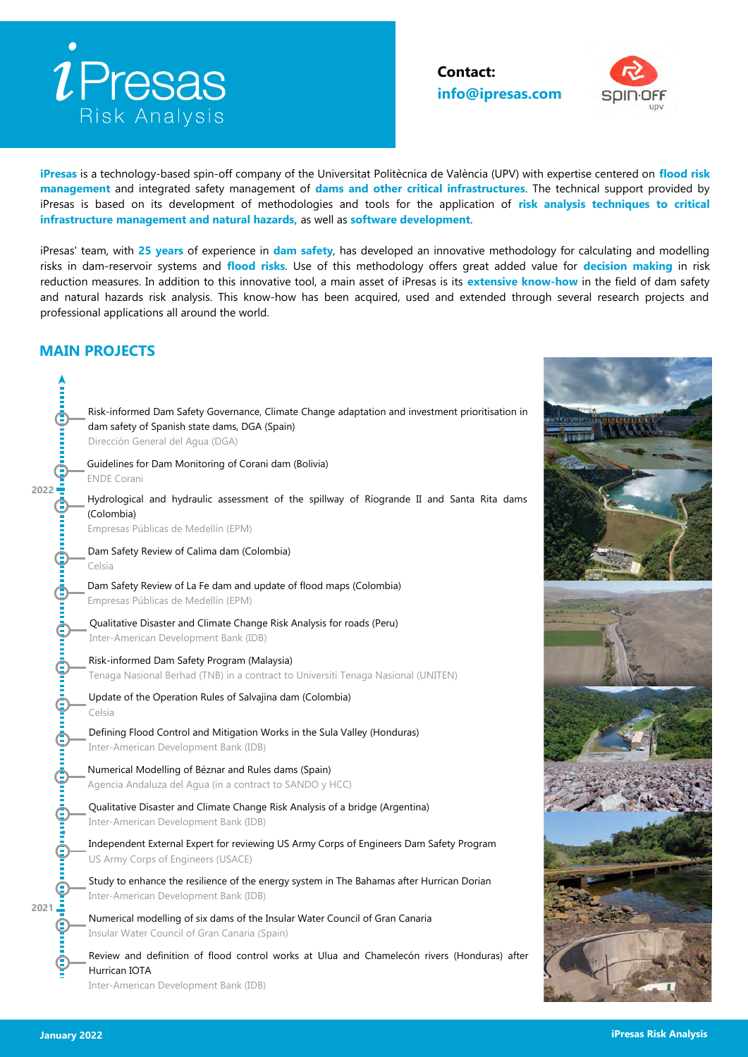# iPresas Risk Analysis

**Contact:**
**info@ipresas.com**

spin·off upv

**iPresas** is a technology-based spin-off company of the Universitat Politècnica de València (UPV) with expertise centered on **flood risk management** and integrated safety management of **dams and other critical infrastructures**. The technical support provided by iPresas is based on its development of methodologies and tools for the application of **risk analysis techniques to critical infrastructure management and natural hazards,** as well as **software development**.

iPresas' team, with **25 years** of experience in **dam safety**, has developed an innovative methodology for calculating and modelling risks in dam-reservoir systems and **flood risks**. Use of this methodology offers great added value for **decision making** in risk reduction measures. In addition to this innovative tool, a main asset of iPresas is its **extensive know-how** in the field of dam safety and natural hazards risk analysis. This know-how has been acquired, used and extended through several research projects and professional applications all around the world.

## MAIN PROJECTS

- Risk-informed Dam Safety Governance, Climate Change adaptation and investment prioritisation in dam safety of Spanish state dams, DGA (Spain)
  Dirección General del Agua (DGA)
- Guidelines for Dam Monitoring of Corani dam (Bolivia)
  ENDE Corani

**2022**

- Hydrological and hydraulic assessment of the spillway of Ríogrande II and Santa Rita dams (Colombia)
  Empresas Públicas de Medellín (EPM)
- Dam Safety Review of Calima dam (Colombia)
  Celsia
- Dam Safety Review of La Fe dam and update of flood maps (Colombia)
  Empresas Públicas de Medellín (EPM)
- Qualitative Disaster and Climate Change Risk Analysis for roads (Peru)
  Inter-American Development Bank (IDB)
- Risk-informed Dam Safety Program (Malaysia)
  Tenaga Nasional Berhad (TNB) in a contract to Universiti Tenaga Nasional (UNITEN)
- Update of the Operation Rules of Salvajina dam (Colombia)
  Celsia
- Defining Flood Control and Mitigation Works in the Sula Valley (Honduras)
  Inter-American Development Bank (IDB)
- Numerical Modelling of Béznar and Rules dams (Spain)
  Agencia Andaluza del Agua (in a contract to SANDO y HCC)
- Qualitative Disaster and Climate Change Risk Analysis of a bridge (Argentina)
  Inter-American Development Bank (IDB)
- Independent External Expert for reviewing US Army Corps of Engineers Dam Safety Program
  US Army Corps of Engineers (USACE)
- Study to enhance the resilience of the energy system in The Bahamas after Hurrican Dorian
  Inter-American Development Bank (IDB)

**2021**

- Numerical modelling of six dams of the Insular Water Council of Gran Canaria
  Insular Water Council of Gran Canaria (Spain)
- Review and definition of flood control works at Ulua and Chamelecón rivers (Honduras) after Hurrican IOTA
  Inter-American Development Bank (IDB)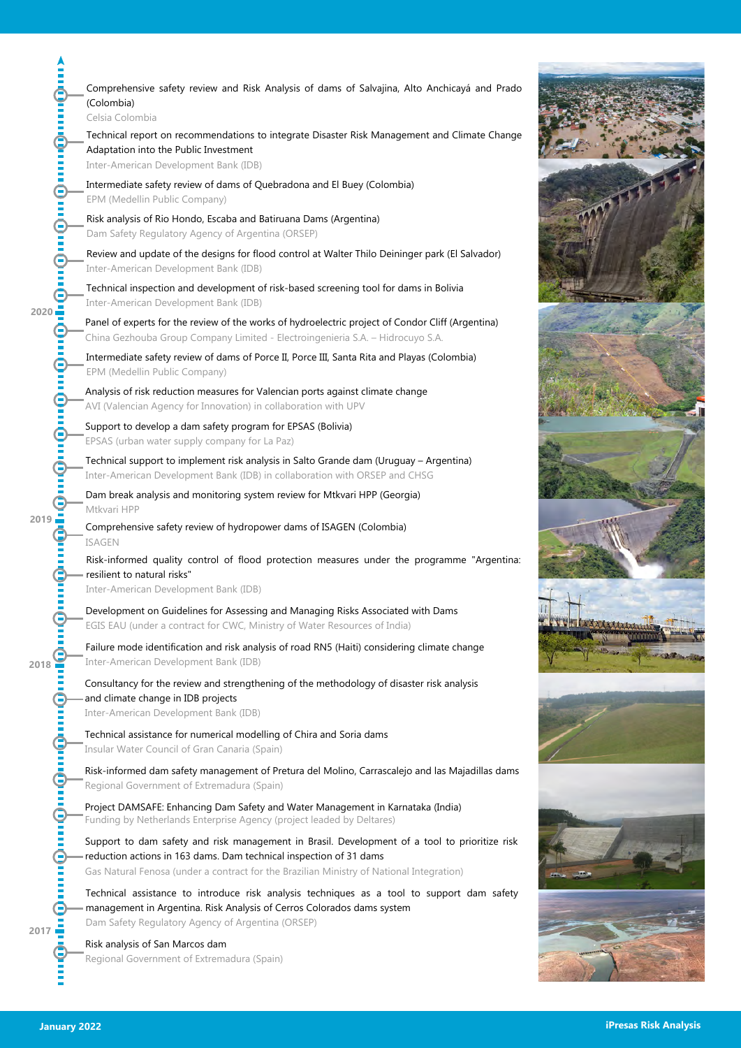Comprehensive safety review and Risk Analysis of dams of Salvajina, Alto Anchicayá and Prado (Colombia)
Celsia Colombia

Technical report on recommendations to integrate Disaster Risk Management and Climate Change Adaptation into the Public Investment
Inter-American Development Bank (IDB)

Intermediate safety review of dams of Quebradona and El Buey (Colombia)
EPM (Medellin Public Company)

Risk analysis of Rio Hondo, Escaba and Batiruana Dams (Argentina)
Dam Safety Regulatory Agency of Argentina (ORSEP)

Review and update of the designs for flood control at Walter Thilo Deininger park (El Salvador)
Inter-American Development Bank (IDB)

Technical inspection and development of risk-based screening tool for dams in Bolivia
Inter-American Development Bank (IDB)

**2020**

Panel of experts for the review of the works of hydroelectric project of Condor Cliff (Argentina)
China Gezhouba Group Company Limited - Electroingenieria S.A. – Hidrocuyo S.A.

Intermediate safety review of dams of Porce II, Porce III, Santa Rita and Playas (Colombia)
EPM (Medellin Public Company)

Analysis of risk reduction measures for Valencian ports against climate change
AVI (Valencian Agency for Innovation) in collaboration with UPV

Support to develop a dam safety program for EPSAS (Bolivia)
EPSAS (urban water supply company for La Paz)

Technical support to implement risk analysis in Salto Grande dam (Uruguay – Argentina)
Inter-American Development Bank (IDB) in collaboration with ORSEP and CHSG

Dam break analysis and monitoring system review for Mtkvari HPP (Georgia)
Mtkvari HPP

**2019**

Comprehensive safety review of hydropower dams of ISAGEN (Colombia)
ISAGEN

Risk-informed quality control of flood protection measures under the programme "Argentina: resilient to natural risks"
Inter-American Development Bank (IDB)

Development on Guidelines for Assessing and Managing Risks Associated with Dams
EGIS EAU (under a contract for CWC, Ministry of Water Resources of India)

Failure mode identification and risk analysis of road RN5 (Haiti) considering climate change
Inter-American Development Bank (IDB)

**2018**

Consultancy for the review and strengthening of the methodology of disaster risk analysis and climate change in IDB projects
Inter-American Development Bank (IDB)

Technical assistance for numerical modelling of Chira and Soria dams
Insular Water Council of Gran Canaria (Spain)

Risk-informed dam safety management of Pretura del Molino, Carrascalejo and las Majadillas dams
Regional Government of Extremadura (Spain)

Project DAMSAFE: Enhancing Dam Safety and Water Management in Karnataka (India)
Funding by Netherlands Enterprise Agency (project leaded by Deltares)

Support to dam safety and risk management in Brasil. Development of a tool to prioritize risk reduction actions in 163 dams. Dam technical inspection of 31 dams
Gas Natural Fenosa (under a contract for the Brazilian Ministry of National Integration)

Technical assistance to introduce risk analysis techniques as a tool to support dam safety management in Argentina. Risk Analysis of Cerros Colorados dams system
Dam Safety Regulatory Agency of Argentina (ORSEP)

**2017**

Risk analysis of San Marcos dam
Regional Government of Extremadura (Spain)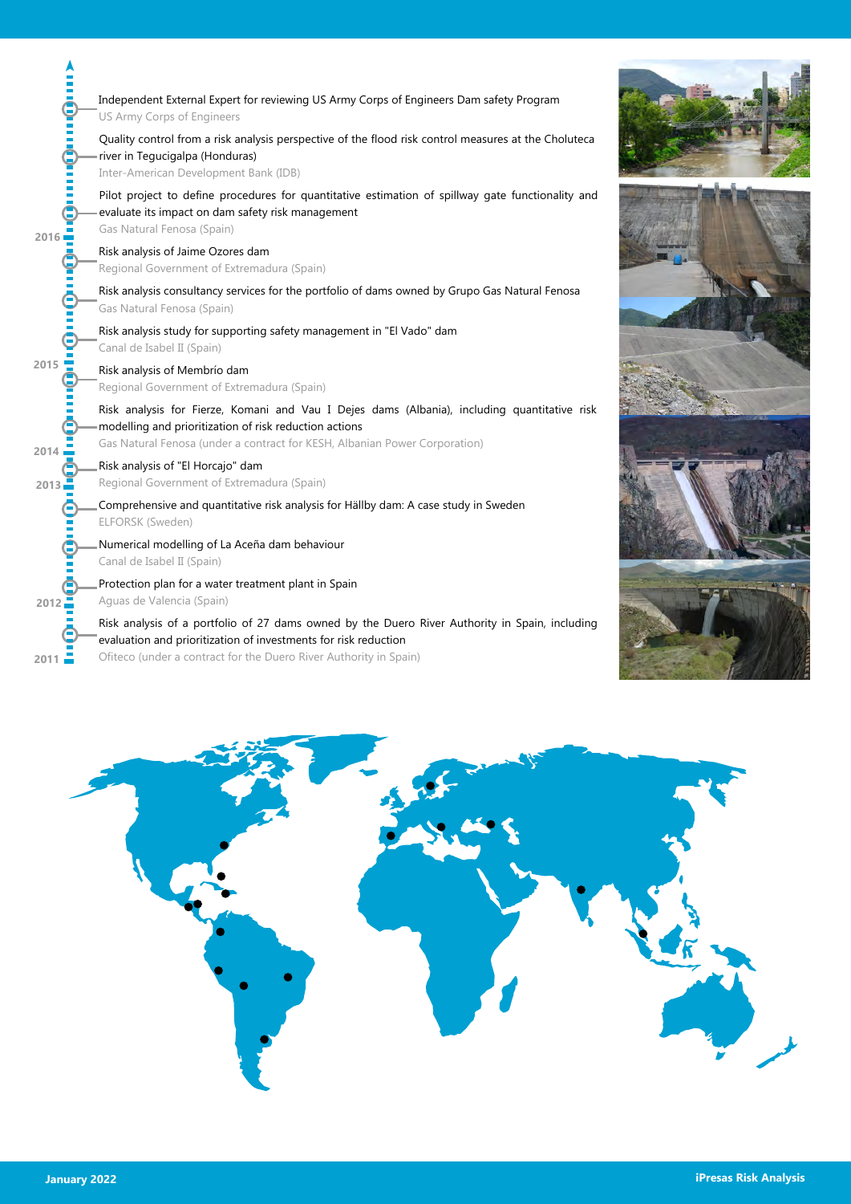2016

- Independent External Expert for reviewing US Army Corps of Engineers Dam safety Program
  US Army Corps of Engineers
- Quality control from a risk analysis perspective of the flood risk control measures at the Choluteca river in Tegucigalpa (Honduras)
  Inter-American Development Bank (IDB)
- Pilot project to define procedures for quantitative estimation of spillway gate functionality and evaluate its impact on dam safety risk management
  Gas Natural Fenosa (Spain)

2015

- Risk analysis of Jaime Ozores dam
  Regional Government of Extremadura (Spain)
- Risk analysis consultancy services for the portfolio of dams owned by Grupo Gas Natural Fenosa
  Gas Natural Fenosa (Spain)
- Risk analysis study for supporting safety management in "El Vado" dam
  Canal de Isabel II (Spain)

2014

- Risk analysis of Membrío dam
  Regional Government of Extremadura (Spain)
- Risk analysis for Fierze, Komani and Vau I Dejes dams (Albania), including quantitative risk modelling and prioritization of risk reduction actions
  Gas Natural Fenosa (under a contract for KESH, Albanian Power Corporation)

2013

- Risk analysis of "El Horcajo" dam
  Regional Government of Extremadura (Spain)

2012

- Comprehensive and quantitative risk analysis for Hällby dam: A case study in Sweden
  ELFORSK (Sweden)
- Numerical modelling of La Aceña dam behaviour
  Canal de Isabel II (Spain)
- Protection plan for a water treatment plant in Spain
  Aguas de Valencia (Spain)

2011

- Risk analysis of a portfolio of 27 dams owned by the Duero River Authority in Spain, including evaluation and prioritization of investments for risk reduction
  Ofiteco (under a contract for the Duero River Authority in Spain)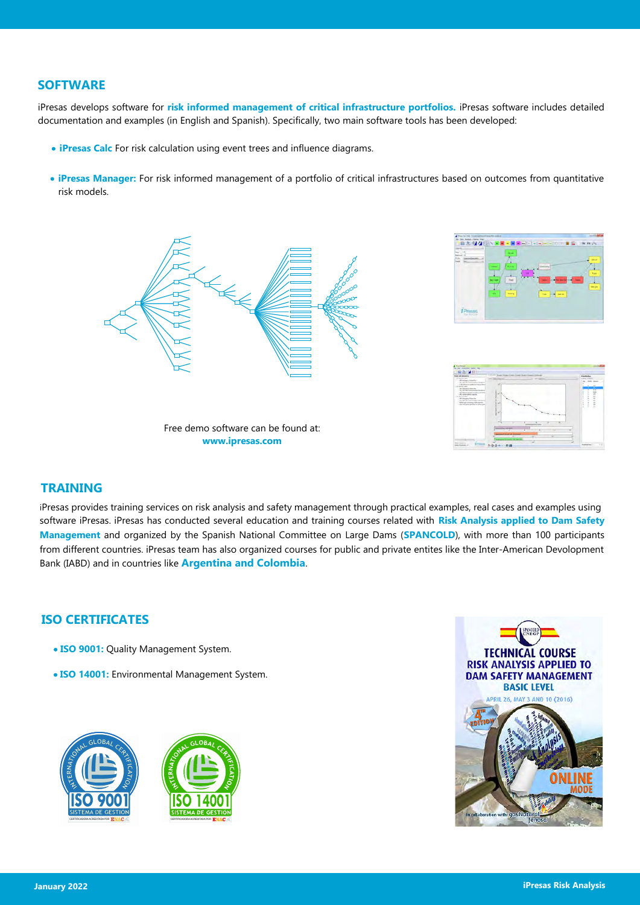## SOFTWARE

iPresas develops software for **risk informed management of critical infrastructure portfolios.** iPresas software includes detailed documentation and examples (in English and Spanish). Specifically, two main software tools has been developed:

- **iPresas Calc** For risk calculation using event trees and influence diagrams.
- **iPresas Manager:** For risk informed management of a portfolio of critical infrastructures based on outcomes from quantitative risk models.

Free demo software can be found at:
**www.ipresas.com**

## TRAINING

iPresas provides training services on risk analysis and safety management through practical examples, real cases and examples using software iPresas. iPresas has conducted several education and training courses related with **Risk Analysis applied to Dam Safety Management** and organized by the Spanish National Committee on Large Dams (**SPANCOLD**), with more than 100 participants from different countries. iPresas team has also organized courses for public and private entites like the Inter-American Devolopment Bank (IABD) and in countries like **Argentina and Colombia**.

## ISO CERTIFICATES

- **ISO 9001:** Quality Management System.
- **ISO 14001:** Environmental Management System.